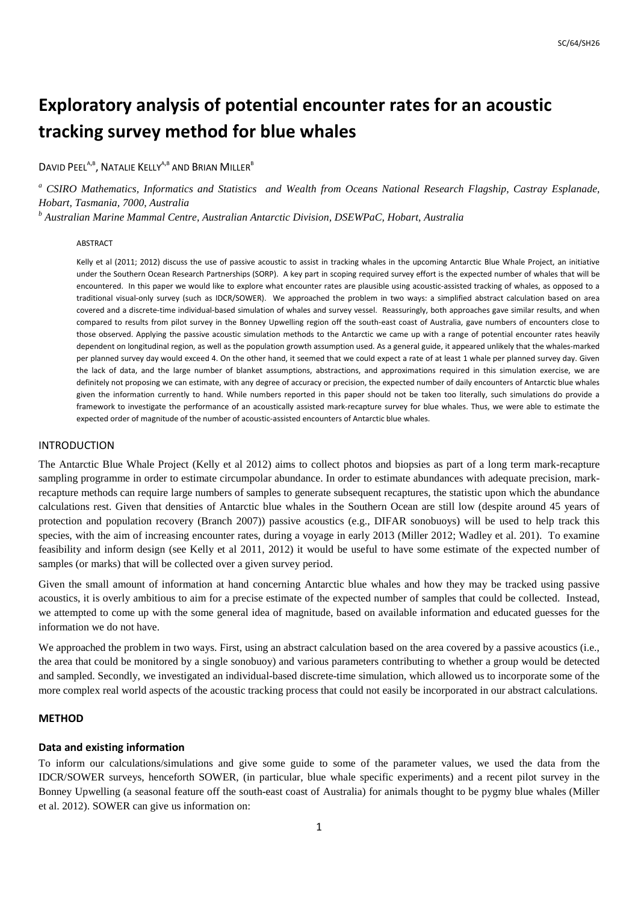# Exploratory analysis of potential encounter rates for an acoustic tracking survey method for blue whales

DAVID PEEL[A,B], NATALIE KELLY[A,B] AND BRIAN MILLER[B]

[a] *CSIRO Mathematics, Informatics and Statistics and Wealth from Oceans National Research Flagship, Castray Esplanade, Hobart, Tasmania, 7000, Australia*

[b] *Australian Marine Mammal Centre, Australian Antarctic Division, DSEWPaC, Hobart, Australia*

ABSTRACT

Kelly et al (2011; 2012) discuss the use of passive acoustic to assist in tracking whales in the upcoming Antarctic Blue Whale Project, an initiative under the Southern Ocean Research Partnerships (SORP). A key part in scoping required survey effort is the expected number of whales that will be encountered. In this paper we would like to explore what encounter rates are plausible using acoustic-assisted tracking of whales, as opposed to a traditional visual-only survey (such as IDCR/SOWER). We approached the problem in two ways: a simplified abstract calculation based on area covered and a discrete-time individual-based simulation of whales and survey vessel. Reassuringly, both approaches gave similar results, and when compared to results from pilot survey in the Bonney Upwelling region off the south-east coast of Australia, gave numbers of encounters close to those observed. Applying the passive acoustic simulation methods to the Antarctic we came up with a range of potential encounter rates heavily dependent on longitudinal region, as well as the population growth assumption used. As a general guide, it appeared unlikely that the whales-marked per planned survey day would exceed 4. On the other hand, it seemed that we could expect a rate of at least 1 whale per planned survey day. Given the lack of data, and the large number of blanket assumptions, abstractions, and approximations required in this simulation exercise, we are definitely not proposing we can estimate, with any degree of accuracy or precision, the expected number of daily encounters of Antarctic blue whales given the information currently to hand. While numbers reported in this paper should not be taken too literally, such simulations do provide a framework to investigate the performance of an acoustically assisted mark-recapture survey for blue whales. Thus, we were able to estimate the expected order of magnitude of the number of acoustic-assisted encounters of Antarctic blue whales.

## INTRODUCTION

The Antarctic Blue Whale Project (Kelly et al 2012) aims to collect photos and biopsies as part of a long term mark-recapture sampling programme in order to estimate circumpolar abundance. In order to estimate abundances with adequate precision, mark-recapture methods can require large numbers of samples to generate subsequent recaptures, the statistic upon which the abundance calculations rest. Given that densities of Antarctic blue whales in the Southern Ocean are still low (despite around 45 years of protection and population recovery (Branch 2007)) passive acoustics (e.g., DIFAR sonobuoys) will be used to help track this species, with the aim of increasing encounter rates, during a voyage in early 2013 (Miller 2012; Wadley et al. 201). To examine feasibility and inform design (see Kelly et al 2011, 2012) it would be useful to have some estimate of the expected number of samples (or marks) that will be collected over a given survey period.

Given the small amount of information at hand concerning Antarctic blue whales and how they may be tracked using passive acoustics, it is overly ambitious to aim for a precise estimate of the expected number of samples that could be collected. Instead, we attempted to come up with the some general idea of magnitude, based on available information and educated guesses for the information we do not have.

We approached the problem in two ways. First, using an abstract calculation based on the area covered by a passive acoustics (i.e., the area that could be monitored by a single sonobuoy) and various parameters contributing to whether a group would be detected and sampled. Secondly, we investigated an individual-based discrete-time simulation, which allowed us to incorporate some of the more complex real world aspects of the acoustic tracking process that could not easily be incorporated in our abstract calculations.

### METHOD

### Data and existing information

To inform our calculations/simulations and give some guide to some of the parameter values, we used the data from the IDCR/SOWER surveys, henceforth SOWER, (in particular, blue whale specific experiments) and a recent pilot survey in the Bonney Upwelling (a seasonal feature off the south-east coast of Australia) for animals thought to be pygmy blue whales (Miller et al. 2012). SOWER can give us information on: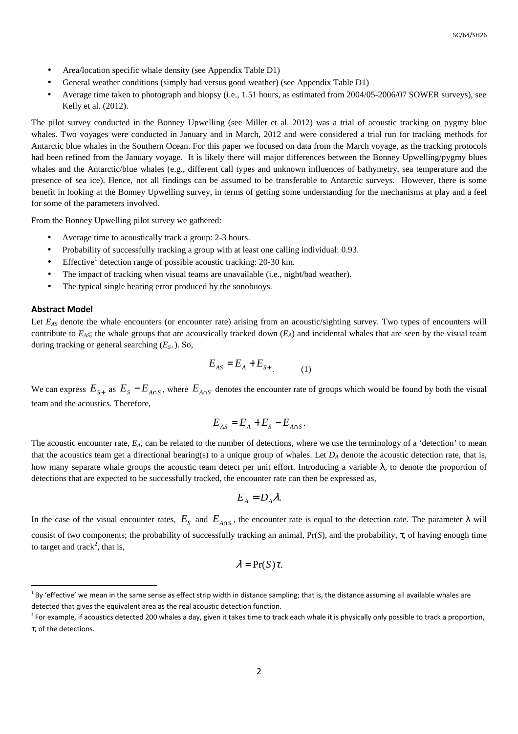- Area/location specific whale density (see Appendix Table D1)
- General weather conditions (simply bad versus good weather) (see Appendix Table D1)
- Average time taken to photograph and biopsy (i.e., 1.51 hours, as estimated from 2004/05-2006/07 SOWER surveys), see Kelly et al. (2012).

The pilot survey conducted in the Bonney Upwelling (see Miller et al. 2012) was a trial of acoustic tracking on pygmy blue whales. Two voyages were conducted in January and in March, 2012 and were considered a trial run for tracking methods for Antarctic blue whales in the Southern Ocean. For this paper we focused on data from the March voyage, as the tracking protocols had been refined from the January voyage. It is likely there will major differences between the Bonney Upwelling/pygmy blues whales and the Antarctic/blue whales (e.g., different call types and unknown influences of bathymetry, sea temperature and the presence of sea ice). Hence, not all findings can be assumed to be transferable to Antarctic surveys. However, there is some benefit in looking at the Bonney Upwelling survey, in terms of getting some understanding for the mechanisms at play and a feel for some of the parameters involved.

From the Bonney Upwelling pilot survey we gathered:

- Average time to acoustically track a group: 2-3 hours.
- Probability of successfully tracking a group with at least one calling individual: 0.93.
- Effective[1] detection range of possible acoustic tracking: 20-30 km.
- The impact of tracking when visual teams are unavailable (i.e., night/bad weather).
- The typical single bearing error produced by the sonobuoys.

### Abstract Model

Let $E_{AS}$ denote the whale encounters (or encounter rate) arising from an acoustic/sighting survey. Two types of encounters will contribute to $E_{AS}$; the whale groups that are acoustically tracked down ($E_A$) and incidental whales that are seen by the visual team during tracking or general searching ($E_{S+}$). So,

$$E_{AS} = E_A + E_{S+}. \qquad (1)$$

We can express $E_{S+}$ as $E_S - E_{A \cap S}$, where $E_{A \cap S}$ denotes the encounter rate of groups which would be found by both the visual team and the acoustics. Therefore,

$$E_{AS} = E_A + E_S - E_{A \cap S}.$$

The acoustic encounter rate, $E_A$, can be related to the number of detections, where we use the terminology of a 'detection' to mean that the acoustics team get a directional bearing(s) to a unique group of whales. Let $D_A$ denote the acoustic detection rate, that is, how many separate whale groups the acoustic team detect per unit effort. Introducing a variable $\lambda$, to denote the proportion of detections that are expected to be successfully tracked, the encounter rate can then be expressed as,

$$E_A = D_A \lambda.$$

In the case of the visual encounter rates, $E_S$ and $E_{A \cap S}$, the encounter rate is equal to the detection rate. The parameter $\lambda$ will consist of two components; the probability of successfully tracking an animal, $\Pr(S)$, and the probability, $\tau$, of having enough time to target and track[2], that is,

$$\lambda = \Pr(S)\tau.$$

[1] By 'effective' we mean in the same sense as effect strip width in distance sampling; that is, the distance assuming all available whales are detected that gives the equivalent area as the real acoustic detection function.

[2] For example, if acoustics detected 200 whales a day, given it takes time to track each whale it is physically only possible to track a proportion, $\tau$, of the detections.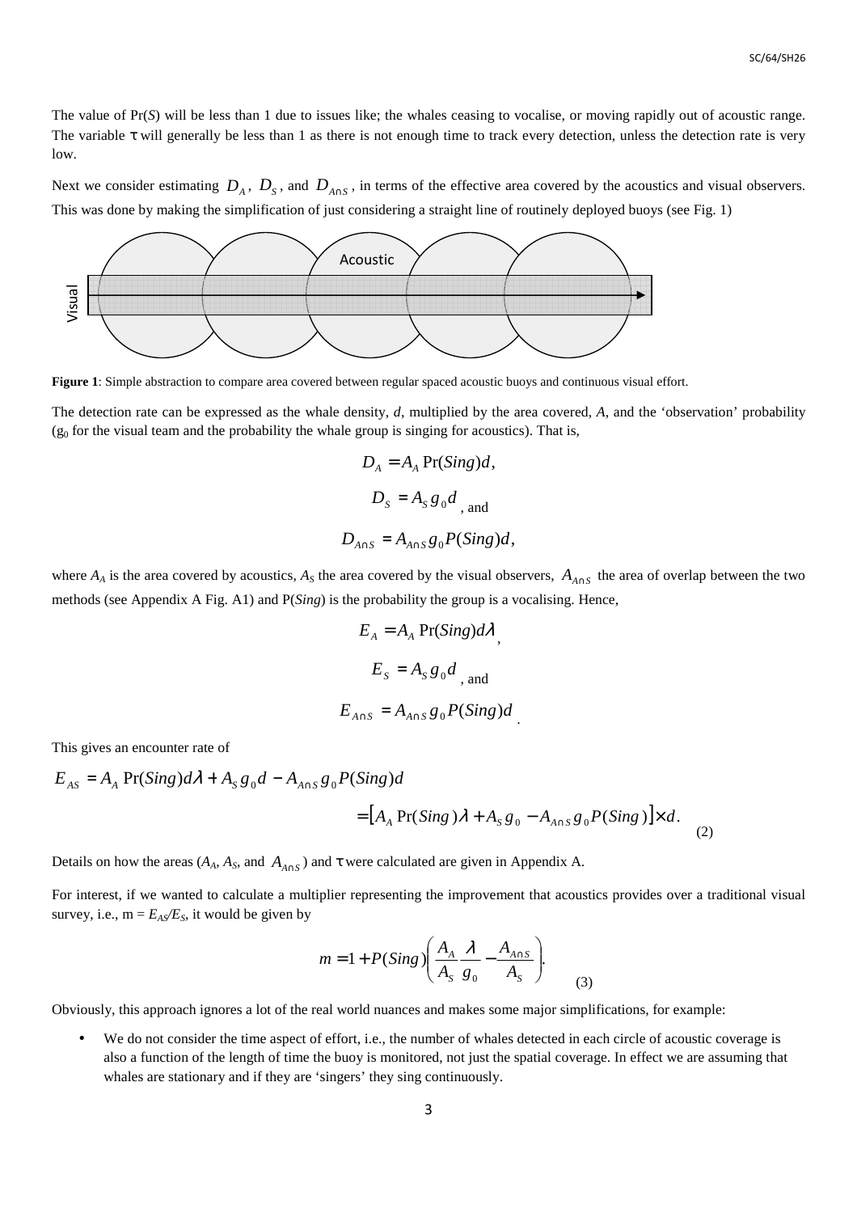The value of Pr($S$) will be less than 1 due to issues like; the whales ceasing to vocalise, or moving rapidly out of acoustic range. The variable $\tau$ will generally be less than 1 as there is not enough time to track every detection, unless the detection rate is very low.

Next we consider estimating $D_A$, $D_S$, and $D_{A\cap S}$, in terms of the effective area covered by the acoustics and visual observers. This was done by making the simplification of just considering a straight line of routinely deployed buoys (see Fig. 1)

**Figure 1**: Simple abstraction to compare area covered between regular spaced acoustic buoys and continuous visual effort.

The detection rate can be expressed as the whale density, $d$, multiplied by the area covered, $A$, and the 'observation' probability ($g_0$ for the visual team and the probability the whale group is singing for acoustics). That is,

$$D_A = A_A \Pr(Sing)d,$$

$$D_S = A_S g_0 d \text{, and}$$

$$D_{A\cap S} = A_{A\cap S} g_0 P(Sing)d,$$

where $A_A$ is the area covered by acoustics, $A_S$ the area covered by the visual observers, $A_{A\cap S}$ the area of overlap between the two methods (see Appendix A Fig. A1) and P($Sing$) is the probability the group is a vocalising. Hence,

$$E_A = A_A \Pr(Sing)d\lambda,$$

$$E_S = A_S g_0 d \text{, and}$$

$$E_{A\cap S} = A_{A\cap S} g_0 P(Sing)d.$$

This gives an encounter rate of

$$E_{AS} = A_A \Pr(Sing)d\lambda + A_S g_0 d - A_{A\cap S} g_0 P(Sing)d$$

$$= \left[A_A \Pr(Sing)\lambda + A_S g_0 - A_{A\cap S} g_0 P(Sing)\right] \times d. \quad (2)$$

Details on how the areas ($A_A$, $A_S$, and $A_{A\cap S}$) and $\tau$ were calculated are given in Appendix A.

For interest, if we wanted to calculate a multiplier representing the improvement that acoustics provides over a traditional visual survey, i.e., $m = E_{AS}/E_S$, it would be given by

$$m = 1 + P(Sing)\left(\frac{A_A}{A_S}\frac{\lambda}{g_0} - \frac{A_{A\cap S}}{A_S}\right). \quad (3)$$

Obviously, this approach ignores a lot of the real world nuances and makes some major simplifications, for example:

- We do not consider the time aspect of effort, i.e., the number of whales detected in each circle of acoustic coverage is also a function of the length of time the buoy is monitored, not just the spatial coverage. In effect we are assuming that whales are stationary and if they are 'singers' they sing continuously.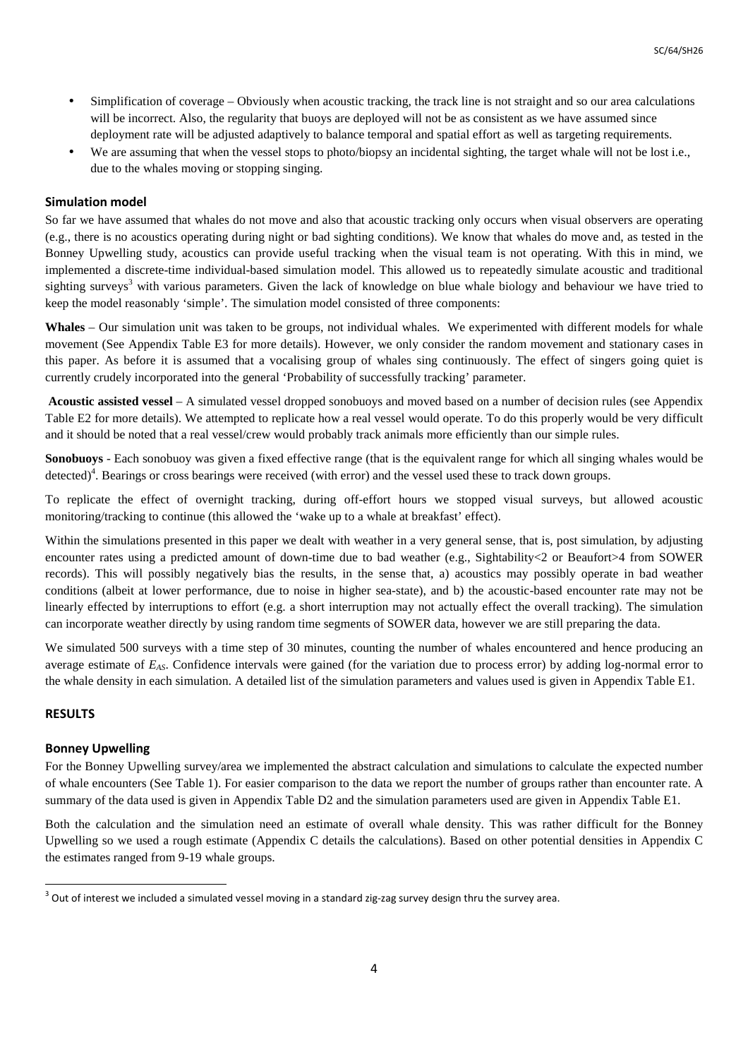- Simplification of coverage – Obviously when acoustic tracking, the track line is not straight and so our area calculations will be incorrect. Also, the regularity that buoys are deployed will not be as consistent as we have assumed since deployment rate will be adjusted adaptively to balance temporal and spatial effort as well as targeting requirements.
- We are assuming that when the vessel stops to photo/biopsy an incidental sighting, the target whale will not be lost i.e., due to the whales moving or stopping singing.

### Simulation model

So far we have assumed that whales do not move and also that acoustic tracking only occurs when visual observers are operating (e.g., there is no acoustics operating during night or bad sighting conditions). We know that whales do move and, as tested in the Bonney Upwelling study, acoustics can provide useful tracking when the visual team is not operating. With this in mind, we implemented a discrete-time individual-based simulation model. This allowed us to repeatedly simulate acoustic and traditional sighting surveys[3] with various parameters. Given the lack of knowledge on blue whale biology and behaviour we have tried to keep the model reasonably 'simple'. The simulation model consisted of three components:

**Whales** – Our simulation unit was taken to be groups, not individual whales. We experimented with different models for whale movement (See Appendix Table E3 for more details). However, we only consider the random movement and stationary cases in this paper. As before it is assumed that a vocalising group of whales sing continuously. The effect of singers going quiet is currently crudely incorporated into the general 'Probability of successfully tracking' parameter.

**Acoustic assisted vessel** – A simulated vessel dropped sonobuoys and moved based on a number of decision rules (see Appendix Table E2 for more details). We attempted to replicate how a real vessel would operate. To do this properly would be very difficult and it should be noted that a real vessel/crew would probably track animals more efficiently than our simple rules.

**Sonobuoys** - Each sonobuoy was given a fixed effective range (that is the equivalent range for which all singing whales would be detected)[4]. Bearings or cross bearings were received (with error) and the vessel used these to track down groups.

To replicate the effect of overnight tracking, during off-effort hours we stopped visual surveys, but allowed acoustic monitoring/tracking to continue (this allowed the 'wake up to a whale at breakfast' effect).

Within the simulations presented in this paper we dealt with weather in a very general sense, that is, post simulation, by adjusting encounter rates using a predicted amount of down-time due to bad weather (e.g., Sightability<2 or Beaufort>4 from SOWER records). This will possibly negatively bias the results, in the sense that, a) acoustics may possibly operate in bad weather conditions (albeit at lower performance, due to noise in higher sea-state), and b) the acoustic-based encounter rate may not be linearly effected by interruptions to effort (e.g. a short interruption may not actually effect the overall tracking). The simulation can incorporate weather directly by using random time segments of SOWER data, however we are still preparing the data.

We simulated 500 surveys with a time step of 30 minutes, counting the number of whales encountered and hence producing an average estimate of $E_{AS}$. Confidence intervals were gained (for the variation due to process error) by adding log-normal error to the whale density in each simulation. A detailed list of the simulation parameters and values used is given in Appendix Table E1.

## RESULTS

### Bonney Upwelling

For the Bonney Upwelling survey/area we implemented the abstract calculation and simulations to calculate the expected number of whale encounters (See Table 1). For easier comparison to the data we report the number of groups rather than encounter rate. A summary of the data used is given in Appendix Table D2 and the simulation parameters used are given in Appendix Table E1.

Both the calculation and the simulation need an estimate of overall whale density. This was rather difficult for the Bonney Upwelling so we used a rough estimate (Appendix C details the calculations). Based on other potential densities in Appendix C the estimates ranged from 9-19 whale groups.

[3] Out of interest we included a simulated vessel moving in a standard zig-zag survey design thru the survey area.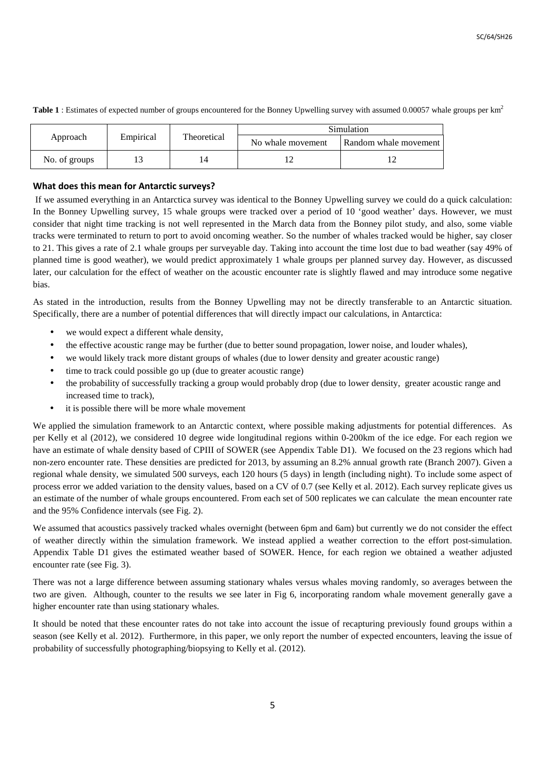**Table 1** : Estimates of expected number of groups encountered for the Bonney Upwelling survey with assumed 0.00057 whale groups per km$^2$

| Approach | Empirical | Theoretical | Simulation | |
|---|---|---|---|---|
| | | | No whale movement | Random whale movement |
| No. of groups | 13 | 14 | 12 | 12 |

### What does this mean for Antarctic surveys?

If we assumed everything in an Antarctica survey was identical to the Bonney Upwelling survey we could do a quick calculation: In the Bonney Upwelling survey, 15 whale groups were tracked over a period of 10 'good weather' days. However, we must consider that night time tracking is not well represented in the March data from the Bonney pilot study, and also, some viable tracks were terminated to return to port to avoid oncoming weather. So the number of whales tracked would be higher, say closer to 21. This gives a rate of 2.1 whale groups per surveyable day. Taking into account the time lost due to bad weather (say 49% of planned time is good weather), we would predict approximately 1 whale groups per planned survey day. However, as discussed later, our calculation for the effect of weather on the acoustic encounter rate is slightly flawed and may introduce some negative bias.

As stated in the introduction, results from the Bonney Upwelling may not be directly transferable to an Antarctic situation. Specifically, there are a number of potential differences that will directly impact our calculations, in Antarctica:

- we would expect a different whale density,
- the effective acoustic range may be further (due to better sound propagation, lower noise, and louder whales),
- we would likely track more distant groups of whales (due to lower density and greater acoustic range)
- time to track could possible go up (due to greater acoustic range)
- the probability of successfully tracking a group would probably drop (due to lower density, greater acoustic range and increased time to track),
- it is possible there will be more whale movement

We applied the simulation framework to an Antarctic context, where possible making adjustments for potential differences. As per Kelly et al (2012), we considered 10 degree wide longitudinal regions within 0-200km of the ice edge. For each region we have an estimate of whale density based of CPIII of SOWER (see Appendix Table D1). We focused on the 23 regions which had non-zero encounter rate. These densities are predicted for 2013, by assuming an 8.2% annual growth rate (Branch 2007). Given a regional whale density, we simulated 500 surveys, each 120 hours (5 days) in length (including night). To include some aspect of process error we added variation to the density values, based on a CV of 0.7 (see Kelly et al. 2012). Each survey replicate gives us an estimate of the number of whale groups encountered. From each set of 500 replicates we can calculate the mean encounter rate and the 95% Confidence intervals (see Fig. 2).

We assumed that acoustics passively tracked whales overnight (between 6pm and 6am) but currently we do not consider the effect of weather directly within the simulation framework. We instead applied a weather correction to the effort post-simulation. Appendix Table D1 gives the estimated weather based of SOWER. Hence, for each region we obtained a weather adjusted encounter rate (see Fig. 3).

There was not a large difference between assuming stationary whales versus whales moving randomly, so averages between the two are given. Although, counter to the results we see later in Fig 6, incorporating random whale movement generally gave a higher encounter rate than using stationary whales.

It should be noted that these encounter rates do not take into account the issue of recapturing previously found groups within a season (see Kelly et al. 2012). Furthermore, in this paper, we only report the number of expected encounters, leaving the issue of probability of successfully photographing/biopsying to Kelly et al. (2012).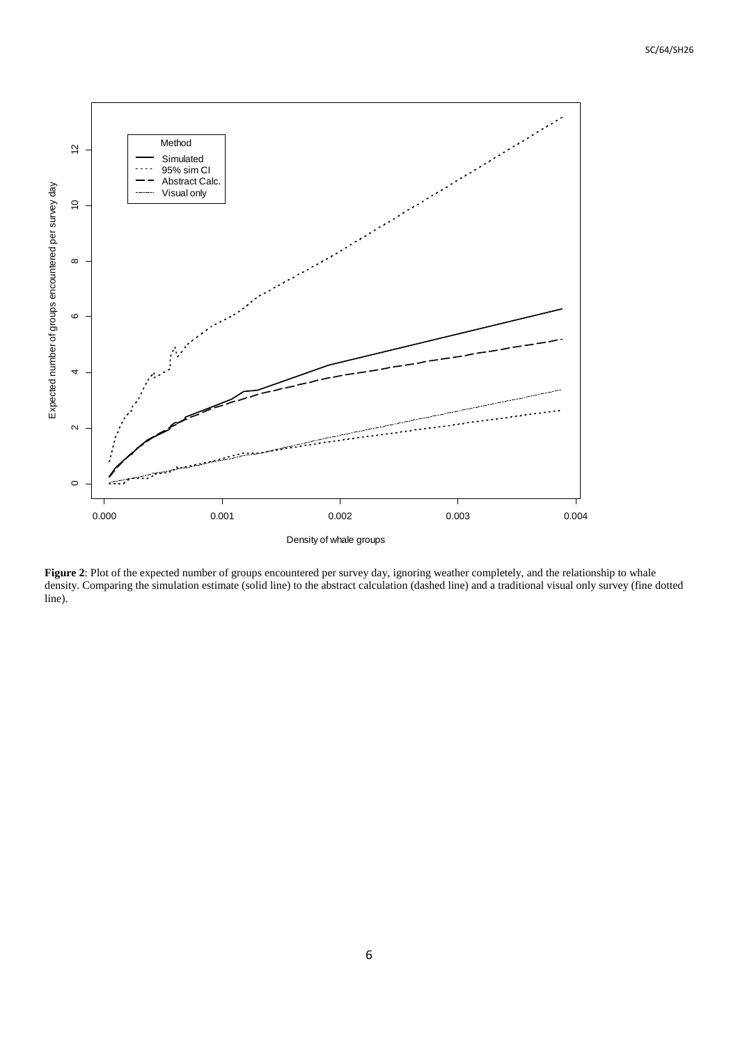**Figure 2**: Plot of the expected number of groups encountered per survey day, ignoring weather completely, and the relationship to whale density. Comparing the simulation estimate (solid line) to the abstract calculation (dashed line) and a traditional visual only survey (fine dotted line).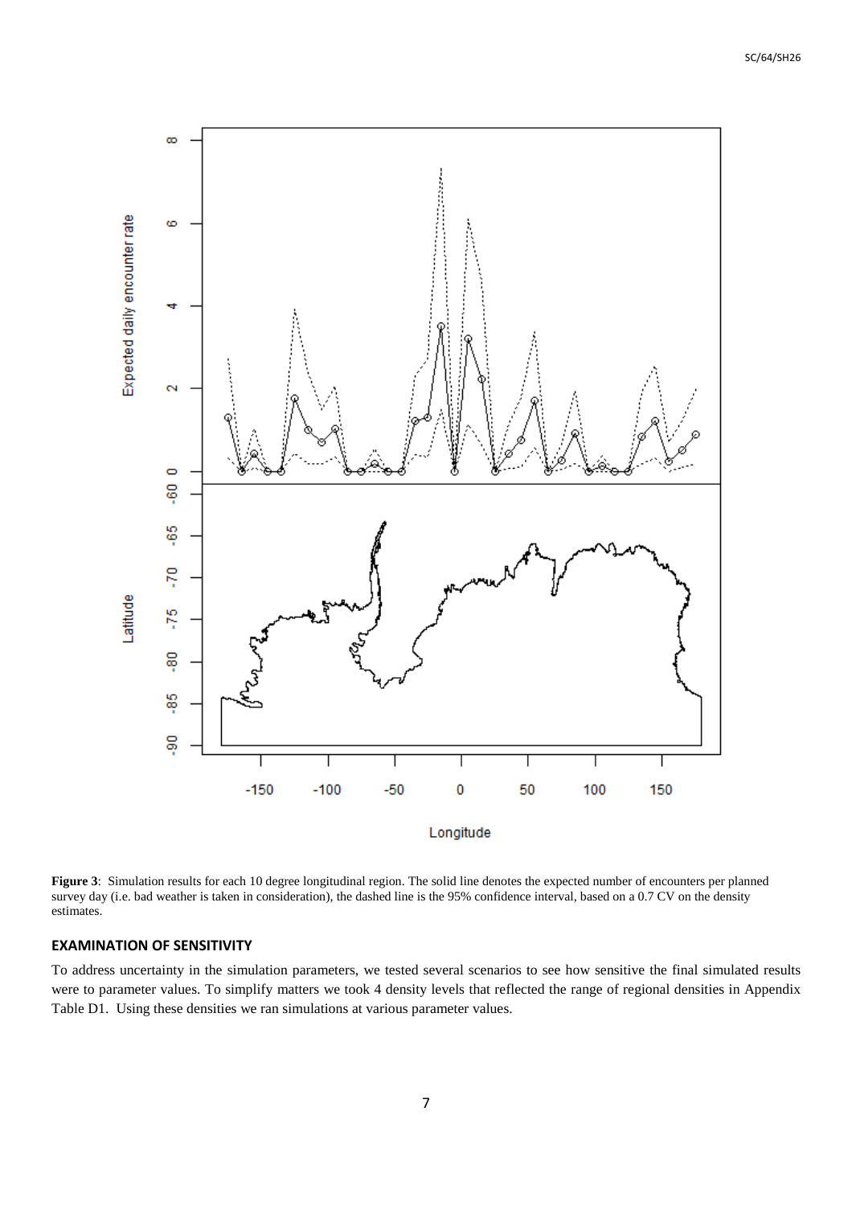**Figure 3**: Simulation results for each 10 degree longitudinal region. The solid line denotes the expected number of encounters per planned survey day (i.e. bad weather is taken in consideration), the dashed line is the 95% confidence interval, based on a 0.7 CV on the density estimates.

### EXAMINATION OF SENSITIVITY

To address uncertainty in the simulation parameters, we tested several scenarios to see how sensitive the final simulated results were to parameter values. To simplify matters we took 4 density levels that reflected the range of regional densities in Appendix Table D1. Using these densities we ran simulations at various parameter values.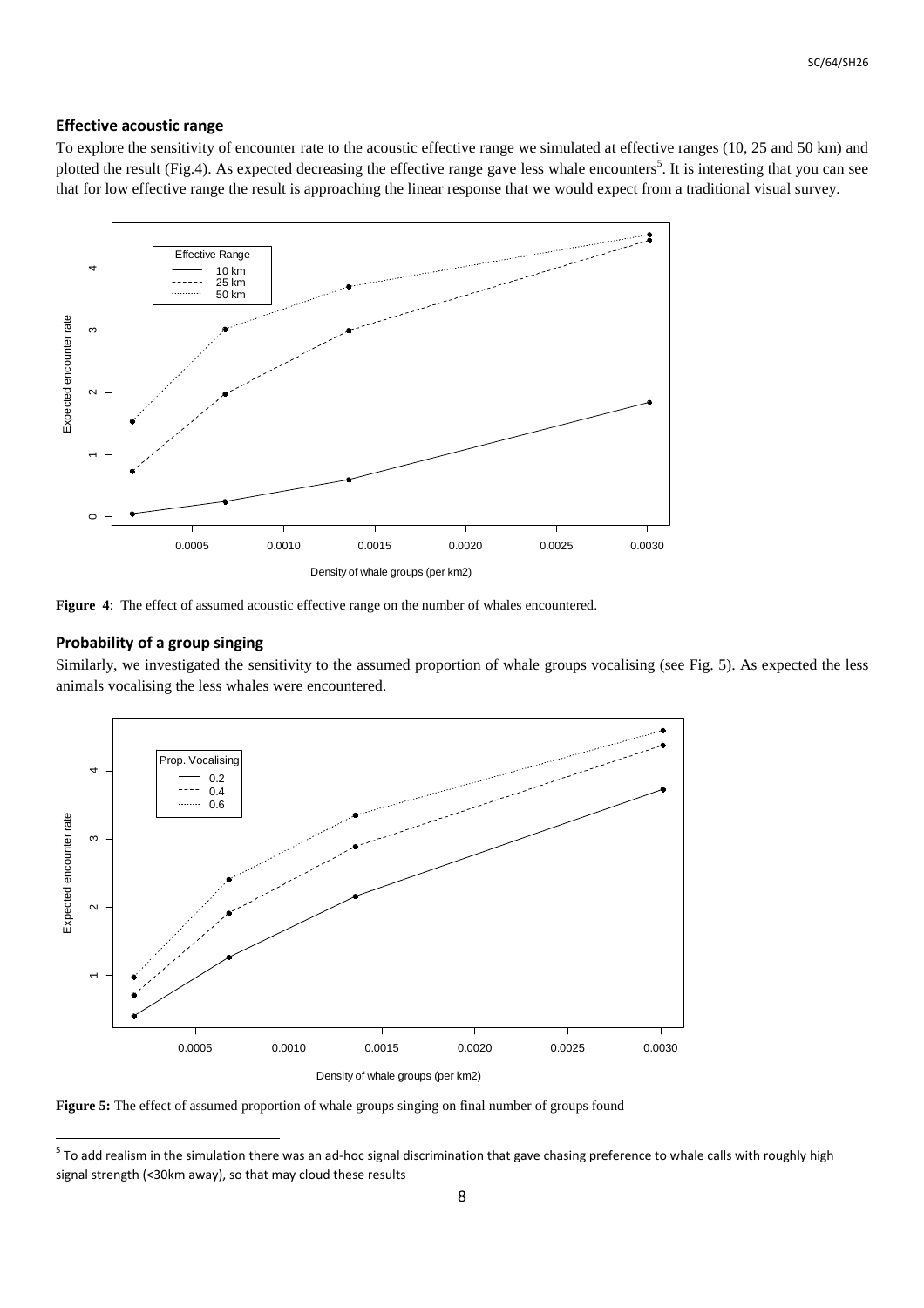## Effective acoustic range

To explore the sensitivity of encounter rate to the acoustic effective range we simulated at effective ranges (10, 25 and 50 km) and plotted the result (Fig.4). As expected decreasing the effective range gave less whale encounters[5]. It is interesting that you can see that for low effective range the result is approaching the linear response that we would expect from a traditional visual survey.

**Figure 4**: The effect of assumed acoustic effective range on the number of whales encountered.

## Probability of a group singing

Similarly, we investigated the sensitivity to the assumed proportion of whale groups vocalising (see Fig. 5). As expected the less animals vocalising the less whales were encountered.

**Figure 5:** The effect of assumed proportion of whale groups singing on final number of groups found

[5] To add realism in the simulation there was an ad-hoc signal discrimination that gave chasing preference to whale calls with roughly high signal strength (<30km away), so that may cloud these results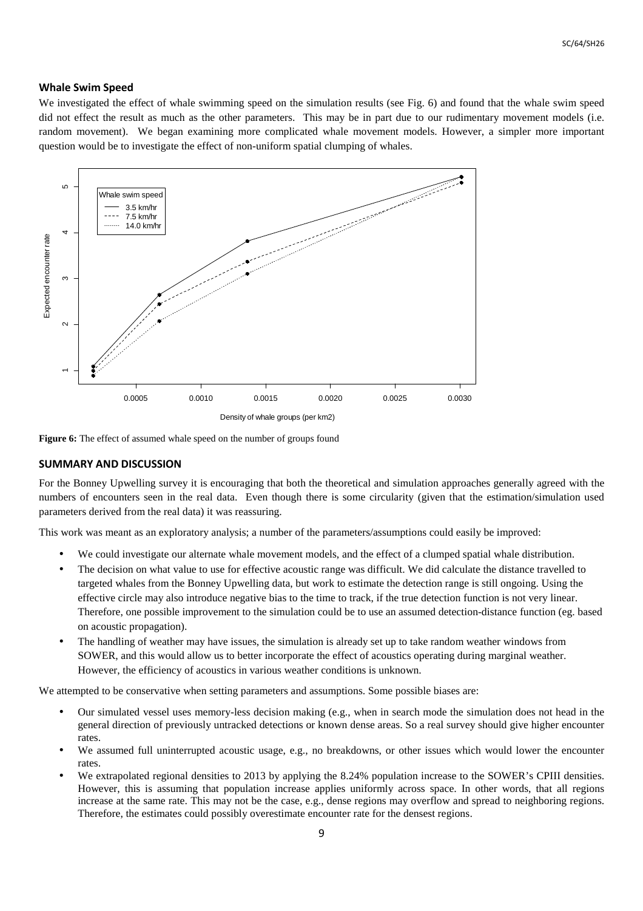### Whale Swim Speed

We investigated the effect of whale swimming speed on the simulation results (see Fig. 6) and found that the whale swim speed did not effect the result as much as the other parameters. This may be in part due to our rudimentary movement models (i.e. random movement). We began examining more complicated whale movement models. However, a simpler more important question would be to investigate the effect of non-uniform spatial clumping of whales.

**Figure 6:** The effect of assumed whale speed on the number of groups found

### SUMMARY AND DISCUSSION

For the Bonney Upwelling survey it is encouraging that both the theoretical and simulation approaches generally agreed with the numbers of encounters seen in the real data. Even though there is some circularity (given that the estimation/simulation used parameters derived from the real data) it was reassuring.

This work was meant as an exploratory analysis; a number of the parameters/assumptions could easily be improved:

- We could investigate our alternate whale movement models, and the effect of a clumped spatial whale distribution.
- The decision on what value to use for effective acoustic range was difficult. We did calculate the distance travelled to targeted whales from the Bonney Upwelling data, but work to estimate the detection range is still ongoing. Using the effective circle may also introduce negative bias to the time to track, if the true detection function is not very linear. Therefore, one possible improvement to the simulation could be to use an assumed detection-distance function (eg. based on acoustic propagation).
- The handling of weather may have issues, the simulation is already set up to take random weather windows from SOWER, and this would allow us to better incorporate the effect of acoustics operating during marginal weather. However, the efficiency of acoustics in various weather conditions is unknown.

We attempted to be conservative when setting parameters and assumptions. Some possible biases are:

- Our simulated vessel uses memory-less decision making (e.g., when in search mode the simulation does not head in the general direction of previously untracked detections or known dense areas. So a real survey should give higher encounter rates.
- We assumed full uninterrupted acoustic usage, e.g., no breakdowns, or other issues which would lower the encounter rates.
- We extrapolated regional densities to 2013 by applying the 8.24% population increase to the SOWER's CPIII densities. However, this is assuming that population increase applies uniformly across space. In other words, that all regions increase at the same rate. This may not be the case, e.g., dense regions may overflow and spread to neighboring regions. Therefore, the estimates could possibly overestimate encounter rate for the densest regions.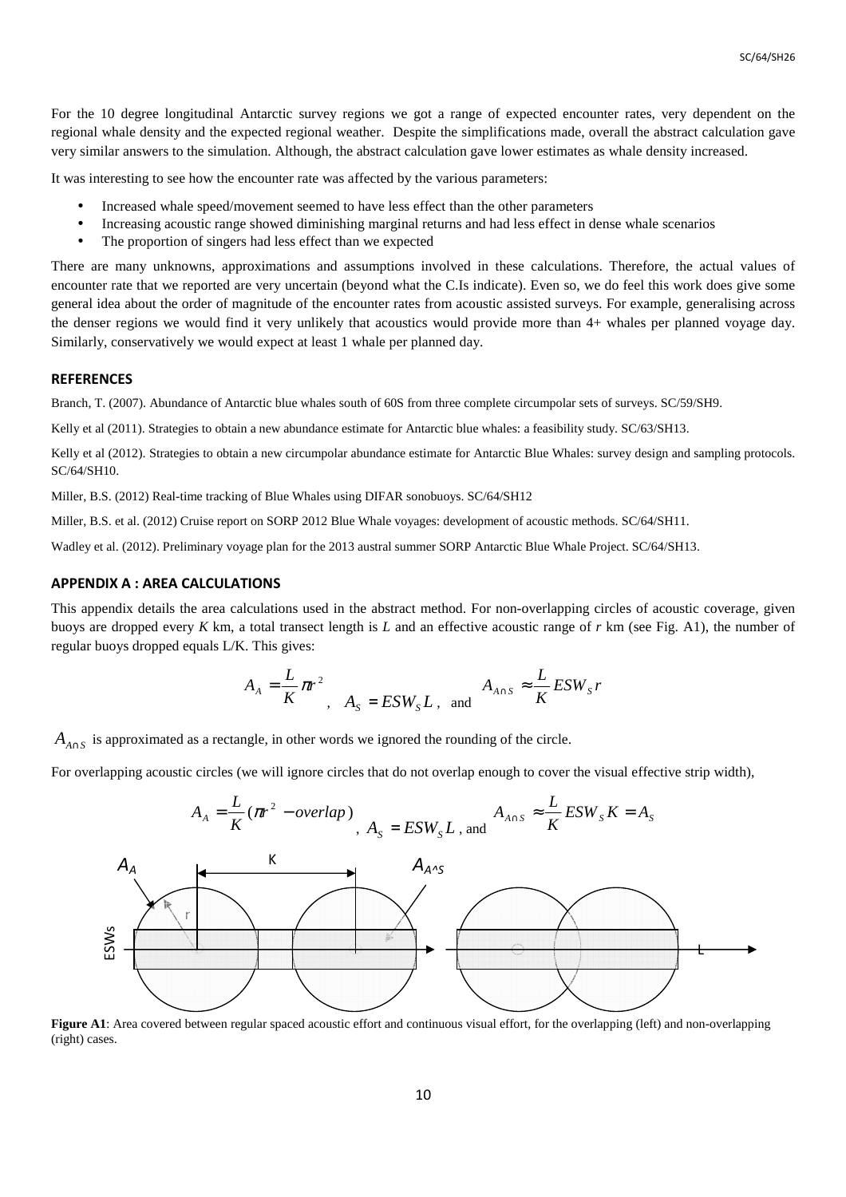For the 10 degree longitudinal Antarctic survey regions we got a range of expected encounter rates, very dependent on the regional whale density and the expected regional weather. Despite the simplifications made, overall the abstract calculation gave very similar answers to the simulation. Although, the abstract calculation gave lower estimates as whale density increased.

It was interesting to see how the encounter rate was affected by the various parameters:

- Increased whale speed/movement seemed to have less effect than the other parameters
- Increasing acoustic range showed diminishing marginal returns and had less effect in dense whale scenarios
- The proportion of singers had less effect than we expected

There are many unknowns, approximations and assumptions involved in these calculations. Therefore, the actual values of encounter rate that we reported are very uncertain (beyond what the C.Is indicate). Even so, we do feel this work does give some general idea about the order of magnitude of the encounter rates from acoustic assisted surveys. For example, generalising across the denser regions we would find it very unlikely that acoustics would provide more than 4+ whales per planned voyage day. Similarly, conservatively we would expect at least 1 whale per planned day.

## REFERENCES

Branch, T. (2007). Abundance of Antarctic blue whales south of 60S from three complete circumpolar sets of surveys. SC/59/SH9.

Kelly et al (2011). Strategies to obtain a new abundance estimate for Antarctic blue whales: a feasibility study. SC/63/SH13.

Kelly et al (2012). Strategies to obtain a new circumpolar abundance estimate for Antarctic Blue Whales: survey design and sampling protocols. SC/64/SH10.

Miller, B.S. (2012) Real-time tracking of Blue Whales using DIFAR sonobuoys. SC/64/SH12

Miller, B.S. et al. (2012) Cruise report on SORP 2012 Blue Whale voyages: development of acoustic methods. SC/64/SH11.

Wadley et al. (2012). Preliminary voyage plan for the 2013 austral summer SORP Antarctic Blue Whale Project. SC/64/SH13.

## APPENDIX A : AREA CALCULATIONS

This appendix details the area calculations used in the abstract method. For non-overlapping circles of acoustic coverage, given buoys are dropped every *K* km, a total transect length is *L* and an effective acoustic range of *r* km (see Fig. A1), the number of regular buoys dropped equals L/K. This gives:

$$A_A = \frac{L}{K}\pi r^2 , \quad A_S = ESW_S L , \text{ and } \quad A_{A\cap S} \approx \frac{L}{K} ESW_S r$$

$A_{A\cap S}$ is approximated as a rectangle, in other words we ignored the rounding of the circle.

For overlapping acoustic circles (we will ignore circles that do not overlap enough to cover the visual effective strip width),

$$A_A = \frac{L}{K}(\pi r^2 - overlap) , \quad A_S = ESW_S L , \text{ and } \quad A_{A\cap S} \approx \frac{L}{K} ESW_S K = A_S$$

**Figure A1**: Area covered between regular spaced acoustic effort and continuous visual effort, for the overlapping (left) and non-overlapping (right) cases.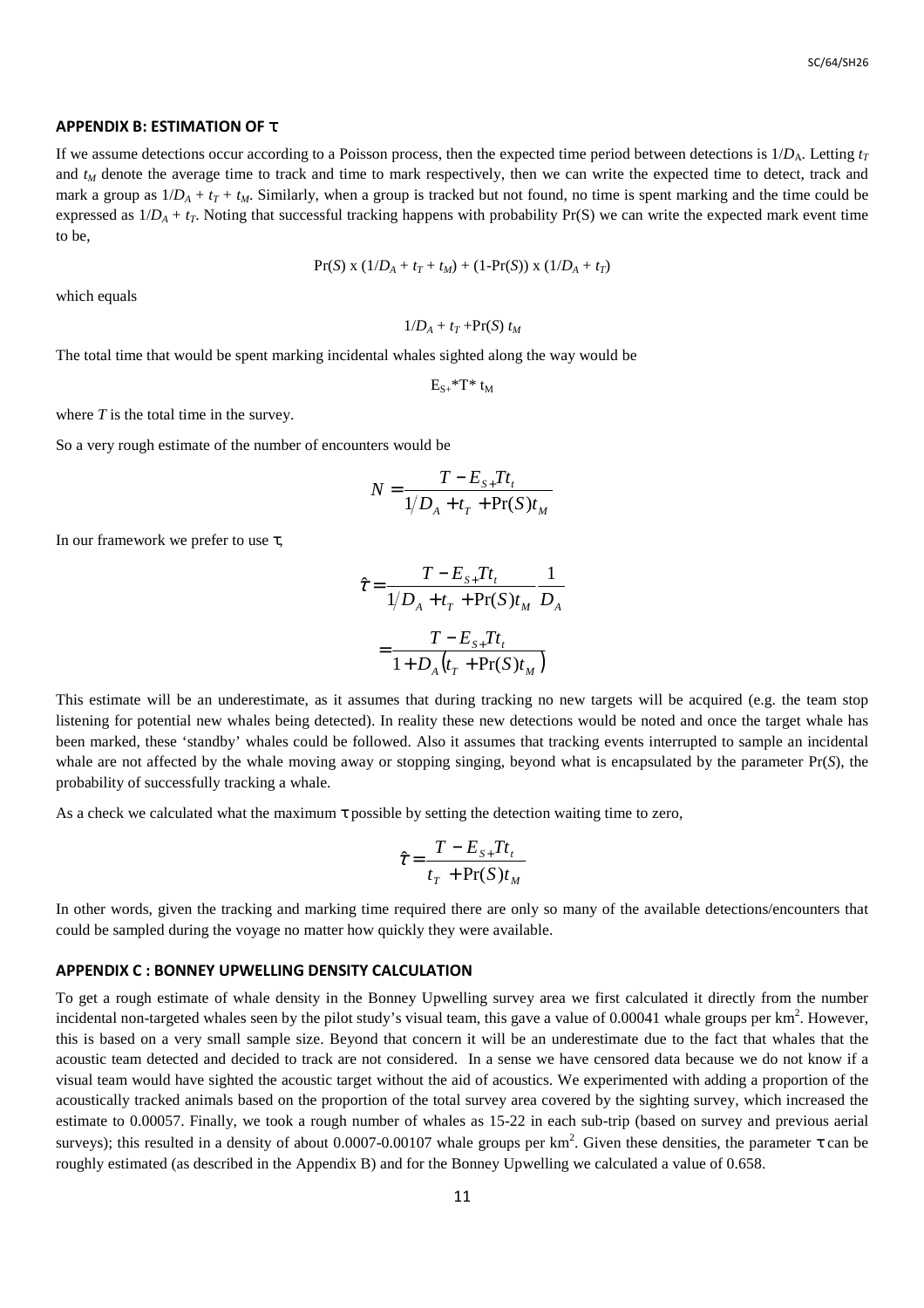## APPENDIX B: ESTIMATION OF τ

If we assume detections occur according to a Poisson process, then the expected time period between detections is $1/D_A$. Letting $t_T$ and $t_M$ denote the average time to track and time to mark respectively, then we can write the expected time to detect, track and mark a group as $1/D_A + t_T + t_M$. Similarly, when a group is tracked but not found, no time is spent marking and the time could be expressed as $1/D_A + t_T$. Noting that successful tracking happens with probability Pr(S) we can write the expected mark event time to be,

$$\Pr(S) \text{ x } (1/D_A + t_T + t_M) + (1-\Pr(S)) \text{ x } (1/D_A + t_T)$$

which equals

$$1/D_A + t_T + \Pr(S)\, t_M$$

The total time that would be spent marking incidental whales sighted along the way would be

$$E_{S+} * T * t_M$$

where $T$ is the total time in the survey.

So a very rough estimate of the number of encounters would be

$$N = \frac{T - E_{S+} T t_t}{1/D_A + t_T + \Pr(S) t_M}$$

In our framework we prefer to use τ,

$$\hat{\tau} = \frac{T - E_{S+} T t_t}{1/D_A + t_T + \Pr(S) t_M} \frac{1}{D_A}$$

$$= \frac{T - E_{S+} T t_t}{1 + D_A \left(t_T + \Pr(S) t_M\right)}$$

This estimate will be an underestimate, as it assumes that during tracking no new targets will be acquired (e.g. the team stop listening for potential new whales being detected). In reality these new detections would be noted and once the target whale has been marked, these 'standby' whales could be followed. Also it assumes that tracking events interrupted to sample an incidental whale are not affected by the whale moving away or stopping singing, beyond what is encapsulated by the parameter Pr(S), the probability of successfully tracking a whale.

As a check we calculated what the maximum τ possible by setting the detection waiting time to zero,

$$\hat{\tau} = \frac{T - E_{S+} T t_t}{t_T + \Pr(S) t_M}$$

In other words, given the tracking and marking time required there are only so many of the available detections/encounters that could be sampled during the voyage no matter how quickly they were available.

## APPENDIX C : BONNEY UPWELLING DENSITY CALCULATION

To get a rough estimate of whale density in the Bonney Upwelling survey area we first calculated it directly from the number incidental non-targeted whales seen by the pilot study's visual team, this gave a value of 0.00041 whale groups per $km^2$. However, this is based on a very small sample size. Beyond that concern it will be an underestimate due to the fact that whales that the acoustic team detected and decided to track are not considered. In a sense we have censored data because we do not know if a visual team would have sighted the acoustic target without the aid of acoustics. We experimented with adding a proportion of the acoustically tracked animals based on the proportion of the total survey area covered by the sighting survey, which increased the estimate to 0.00057. Finally, we took a rough number of whales as 15-22 in each sub-trip (based on survey and previous aerial surveys); this resulted in a density of about 0.0007-0.00107 whale groups per $km^2$. Given these densities, the parameter τ can be roughly estimated (as described in the Appendix B) and for the Bonney Upwelling we calculated a value of 0.658.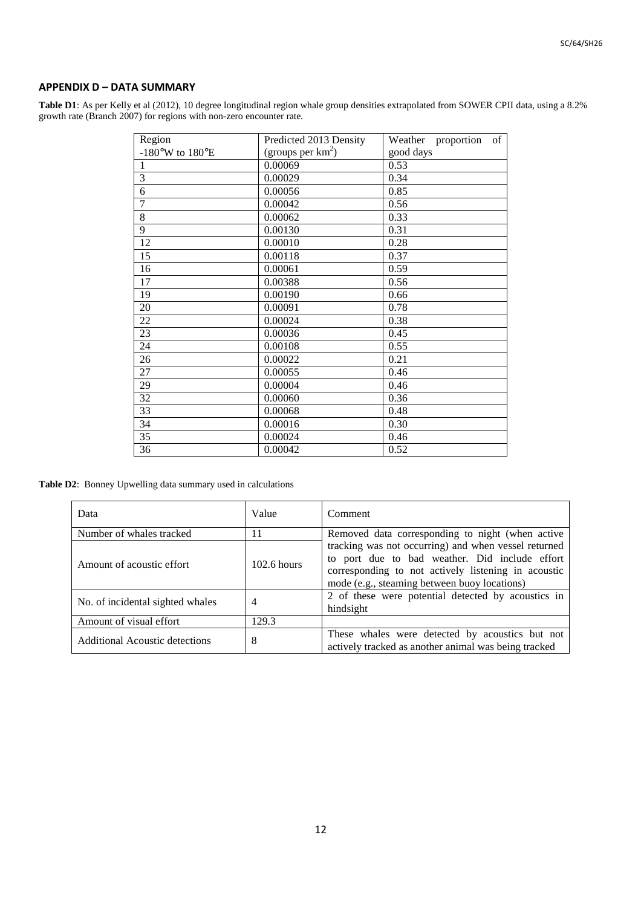## APPENDIX D – DATA SUMMARY

**Table D1**: As per Kelly et al (2012), 10 degree longitudinal region whale group densities extrapolated from SOWER CPII data, using a 8.2% growth rate (Branch 2007) for regions with non-zero encounter rate.

| Region -180°W to 180°E | Predicted 2013 Density (groups per km$^2$) | Weather proportion of good days |
|---|---|---|
| 1 | 0.00069 | 0.53 |
| 3 | 0.00029 | 0.34 |
| 6 | 0.00056 | 0.85 |
| 7 | 0.00042 | 0.56 |
| 8 | 0.00062 | 0.33 |
| 9 | 0.00130 | 0.31 |
| 12 | 0.00010 | 0.28 |
| 15 | 0.00118 | 0.37 |
| 16 | 0.00061 | 0.59 |
| 17 | 0.00388 | 0.56 |
| 19 | 0.00190 | 0.66 |
| 20 | 0.00091 | 0.78 |
| 22 | 0.00024 | 0.38 |
| 23 | 0.00036 | 0.45 |
| 24 | 0.00108 | 0.55 |
| 26 | 0.00022 | 0.21 |
| 27 | 0.00055 | 0.46 |
| 29 | 0.00004 | 0.46 |
| 32 | 0.00060 | 0.36 |
| 33 | 0.00068 | 0.48 |
| 34 | 0.00016 | 0.30 |
| 35 | 0.00024 | 0.46 |
| 36 | 0.00042 | 0.52 |

**Table D2**: Bonney Upwelling data summary used in calculations

| Data | Value | Comment |
|---|---|---|
| Number of whales tracked | 11 | Removed data corresponding to night (when active tracking was not occurring) and when vessel returned to port due to bad weather. Did include effort corresponding to not actively listening in acoustic mode (e.g., steaming between buoy locations) |
| Amount of acoustic effort | 102.6 hours | |
| No. of incidental sighted whales | 4 | 2 of these were potential detected by acoustics in hindsight |
| Amount of visual effort | 129.3 | |
| Additional Acoustic detections | 8 | These whales were detected by acoustics but not actively tracked as another animal was being tracked |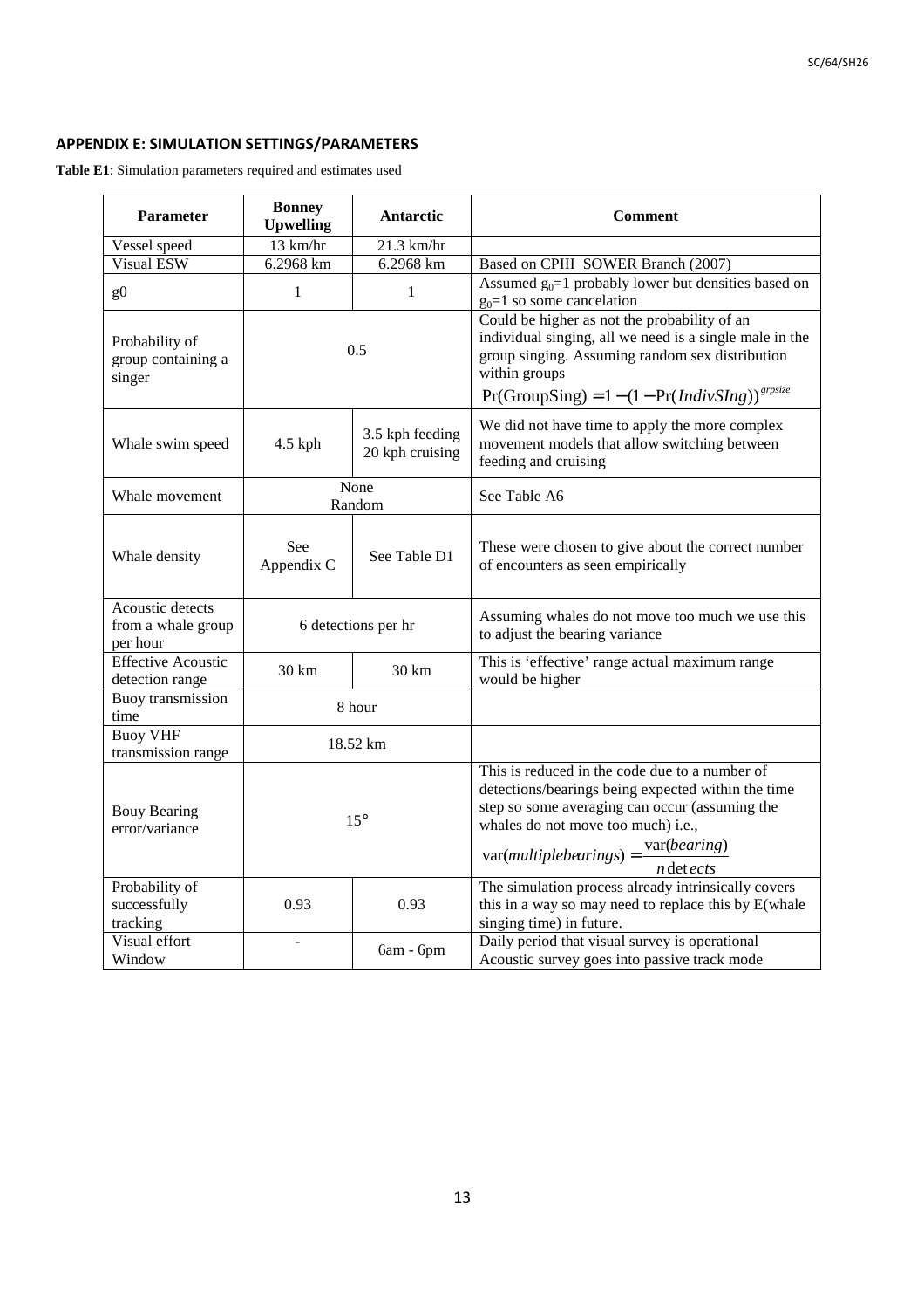## APPENDIX E: SIMULATION SETTINGS/PARAMETERS

**Table E1**: Simulation parameters required and estimates used

| Parameter | Bonney Upwelling | Antarctic | Comment |
|---|---|---|---|
| Vessel speed | 13 km/hr | 21.3 km/hr | |
| Visual ESW | 6.2968 km | 6.2968 km | Based on CPIII SOWER Branch (2007) |
| g0 | 1 | 1 | Assumed $g_0$=1 probably lower but densities based on $g_0$=1 so some cancelation |
| Probability of group containing a singer | 0.5 | | Could be higher as not the probability of an individual singing, all we need is a single male in the group singing. Assuming random sex distribution within groups $\Pr(\text{GroupSing}) = 1-(1-\Pr(IndivSIng))^{grpsize}$ |
| Whale swim speed | 4.5 kph | 3.5 kph feeding 20 kph cruising | We did not have time to apply the more complex movement models that allow switching between feeding and cruising |
| Whale movement | None Random | | See Table A6 |
| Whale density | See Appendix C | See Table D1 | These were chosen to give about the correct number of encounters as seen empirically |
| Acoustic detects from a whale group per hour | 6 detections per hr | | Assuming whales do not move too much we use this to adjust the bearing variance |
| Effective Acoustic detection range | 30 km | 30 km | This is 'effective' range actual maximum range would be higher |
| Buoy transmission time | 8 hour | | |
| Buoy VHF transmission range | 18.52 km | | |
| Bouy Bearing error/variance | 15° | | This is reduced in the code due to a number of detections/bearings being expected within the time step so some averaging can occur (assuming the whales do not move too much) i.e., $\text{var}(multiplebearings) = \frac{\text{var}(bearing)}{n\,\text{detects}}$ |
| Probability of successfully tracking | 0.93 | 0.93 | The simulation process already intrinsically covers this in a way so may need to replace this by E(whale singing time) in future. |
| Visual effort Window | - | 6am - 6pm | Daily period that visual survey is operational Acoustic survey goes into passive track mode |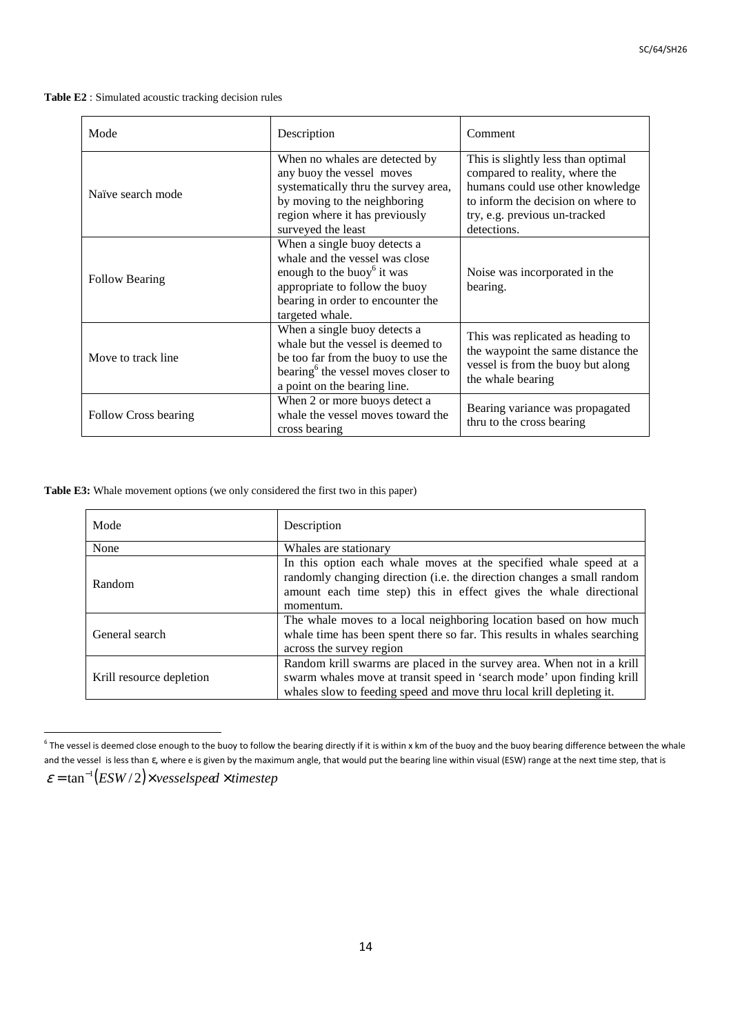**Table E2** : Simulated acoustic tracking decision rules

| Mode | Description | Comment |
|---|---|---|
| Naïve search mode | When no whales are detected by any buoy the vessel moves systematically thru the survey area, by moving to the neighboring region where it has previously surveyed the least | This is slightly less than optimal compared to reality, where the humans could use other knowledge to inform the decision on where to try, e.g. previous un-tracked detections. |
| Follow Bearing | When a single buoy detects a whale and the vessel was close enough to the buoy[6] it was appropriate to follow the buoy bearing in order to encounter the targeted whale. | Noise was incorporated in the bearing. |
| Move to track line | When a single buoy detects a whale but the vessel is deemed to be too far from the buoy to use the bearing[6] the vessel moves closer to a point on the bearing line. | This was replicated as heading to the waypoint the same distance the vessel is from the buoy but along the whale bearing |
| Follow Cross bearing | When 2 or more buoys detect a whale the vessel moves toward the cross bearing | Bearing variance was propagated thru to the cross bearing |

**Table E3:** Whale movement options (we only considered the first two in this paper)

| Mode | Description |
|---|---|
| None | Whales are stationary |
| Random | In this option each whale moves at the specified whale speed at a randomly changing direction (i.e. the direction changes a small random amount each time step) this in effect gives the whale directional momentum. |
| General search | The whale moves to a local neighboring location based on how much whale time has been spent there so far. This results in whales searching across the survey region |
| Krill resource depletion | Random krill swarms are placed in the survey area. When not in a krill swarm whales move at transit speed in 'search mode' upon finding krill whales slow to feeding speed and move thru local krill depleting it. |

[6] The vessel is deemed close enough to the buoy to follow the bearing directly if it is within x km of the buoy and the buoy bearing difference between the whale and the vessel is less than ε, where e is given by the maximum angle, that would put the bearing line within visual (ESW) range at the next time step, that is

$$\varepsilon = \tan^{-1}(ESW/2) \times vesselspeed \times timestep$$